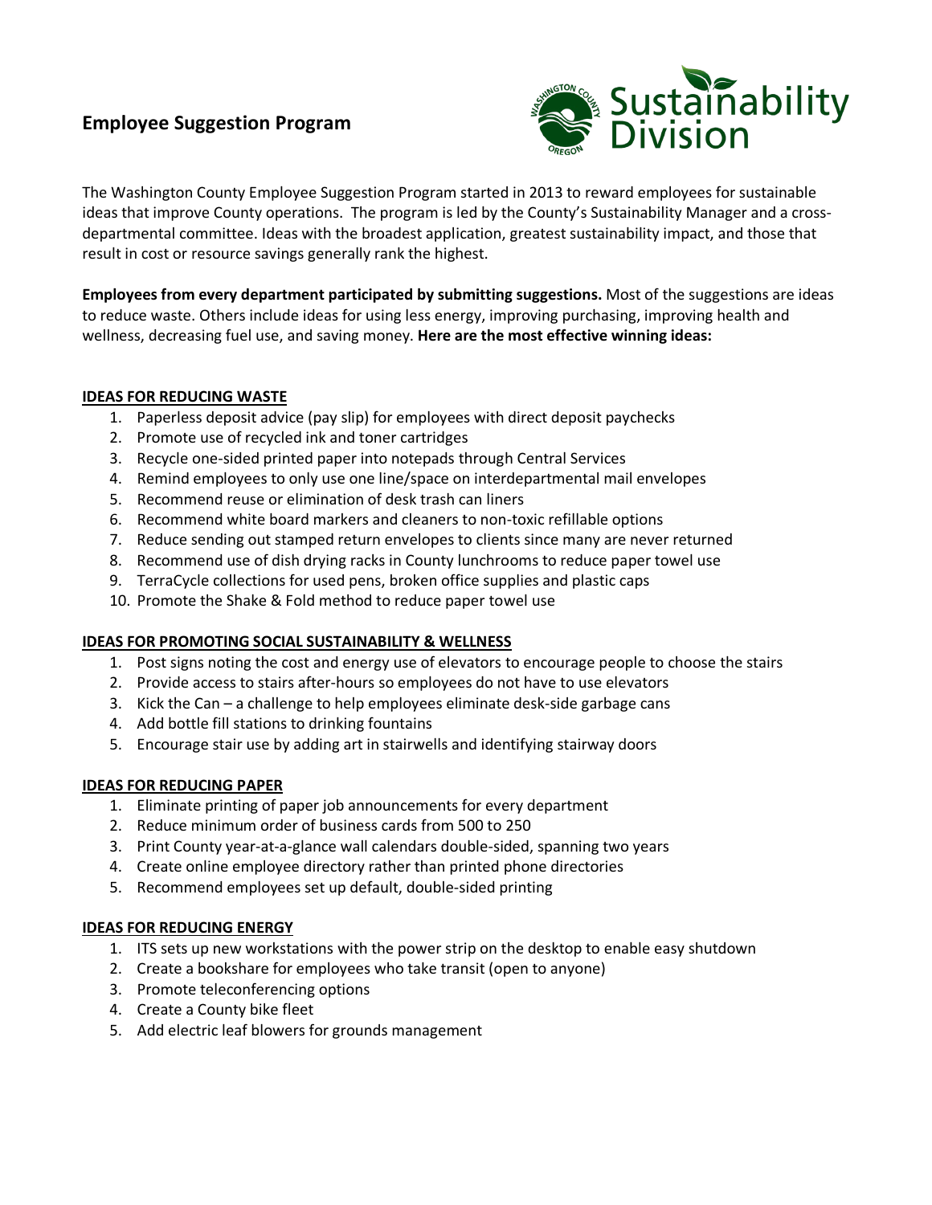# Employee Suggestion Program

Sustainability Division

The Washington County Employee Suggestion Program started in 2013 to reward employees for sustainable ideas that improve County operations. The program is led by the County's Sustainability Manager and a cross-departmental committee. Ideas with the broadest application, greatest sustainability impact, and those that result in cost or resource savings generally rank the highest.

**Employees from every department participated by submitting suggestions.** Most of the suggestions are ideas to reduce waste. Others include ideas for using less energy, improving purchasing, improving health and wellness, decreasing fuel use, and saving money. **Here are the most effective winning ideas:**

## IDEAS FOR REDUCING WASTE

1. Paperless deposit advice (pay slip) for employees with direct deposit paychecks
2. Promote use of recycled ink and toner cartridges
3. Recycle one-sided printed paper into notepads through Central Services
4. Remind employees to only use one line/space on interdepartmental mail envelopes
5. Recommend reuse or elimination of desk trash can liners
6. Recommend white board markers and cleaners to non-toxic refillable options
7. Reduce sending out stamped return envelopes to clients since many are never returned
8. Recommend use of dish drying racks in County lunchrooms to reduce paper towel use
9. TerraCycle collections for used pens, broken office supplies and plastic caps
10. Promote the Shake & Fold method to reduce paper towel use

## IDEAS FOR PROMOTING SOCIAL SUSTAINABILITY & WELLNESS

1. Post signs noting the cost and energy use of elevators to encourage people to choose the stairs
2. Provide access to stairs after-hours so employees do not have to use elevators
3. Kick the Can – a challenge to help employees eliminate desk-side garbage cans
4. Add bottle fill stations to drinking fountains
5. Encourage stair use by adding art in stairwells and identifying stairway doors

## IDEAS FOR REDUCING PAPER

1. Eliminate printing of paper job announcements for every department
2. Reduce minimum order of business cards from 500 to 250
3. Print County year-at-a-glance wall calendars double-sided, spanning two years
4. Create online employee directory rather than printed phone directories
5. Recommend employees set up default, double-sided printing

## IDEAS FOR REDUCING ENERGY

1. ITS sets up new workstations with the power strip on the desktop to enable easy shutdown
2. Create a bookshare for employees who take transit (open to anyone)
3. Promote teleconferencing options
4. Create a County bike fleet
5. Add electric leaf blowers for grounds management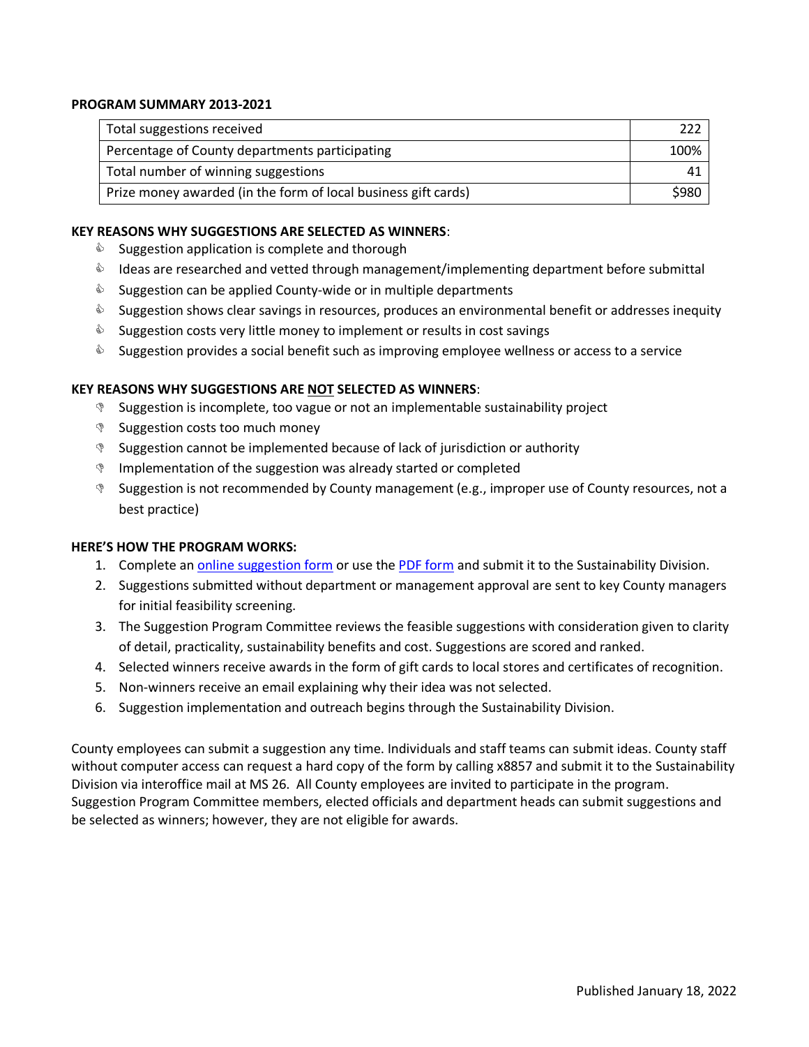**PROGRAM SUMMARY 2013-2021**

| | |
|---|---|
| Total suggestions received | 222 |
| Percentage of County departments participating | 100% |
| Total number of winning suggestions | 41 |
| Prize money awarded (in the form of local business gift cards) | $980 |

**KEY REASONS WHY SUGGESTIONS ARE SELECTED AS WINNERS**:

- Suggestion application is complete and thorough
- Ideas are researched and vetted through management/implementing department before submittal
- Suggestion can be applied County-wide or in multiple departments
- Suggestion shows clear savings in resources, produces an environmental benefit or addresses inequity
- Suggestion costs very little money to implement or results in cost savings
- Suggestion provides a social benefit such as improving employee wellness or access to a service

**KEY REASONS WHY SUGGESTIONS ARE NOT SELECTED AS WINNERS**:

- Suggestion is incomplete, too vague or not an implementable sustainability project
- Suggestion costs too much money
- Suggestion cannot be implemented because of lack of jurisdiction or authority
- Implementation of the suggestion was already started or completed
- Suggestion is not recommended by County management (e.g., improper use of County resources, not a best practice)

**HERE'S HOW THE PROGRAM WORKS:**

1. Complete an online suggestion form or use the PDF form and submit it to the Sustainability Division.
2. Suggestions submitted without department or management approval are sent to key County managers for initial feasibility screening.
3. The Suggestion Program Committee reviews the feasible suggestions with consideration given to clarity of detail, practicality, sustainability benefits and cost. Suggestions are scored and ranked.
4. Selected winners receive awards in the form of gift cards to local stores and certificates of recognition.
5. Non-winners receive an email explaining why their idea was not selected.
6. Suggestion implementation and outreach begins through the Sustainability Division.

County employees can submit a suggestion any time. Individuals and staff teams can submit ideas. County staff without computer access can request a hard copy of the form by calling x8857 and submit it to the Sustainability Division via interoffice mail at MS 26. All County employees are invited to participate in the program. Suggestion Program Committee members, elected officials and department heads can submit suggestions and be selected as winners; however, they are not eligible for awards.

Published January 18, 2022